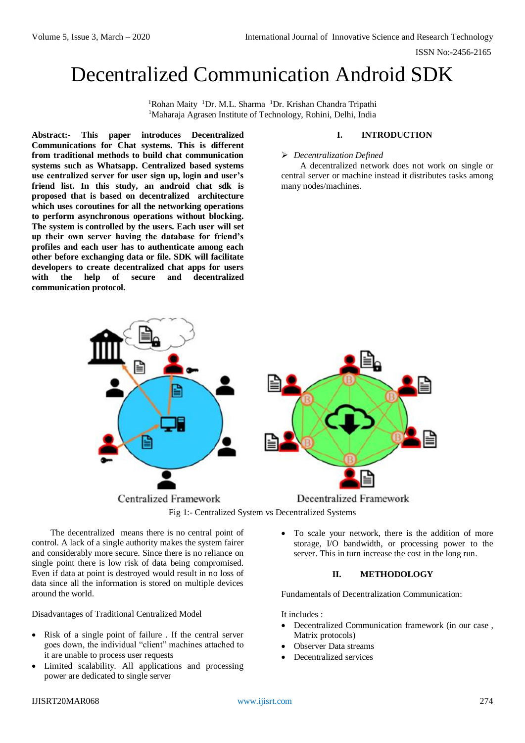# Decentralized Communication Android SDK

[1]Rohan Maity [1]Dr. M.L. Sharma [1]Dr. Krishan Chandra Tripathi
[1]Maharaja Agrasen Institute of Technology, Rohini, Delhi, India

**Abstract:- This paper introduces Decentralized Communications for Chat systems. This is different from traditional methods to build chat communication systems such as Whatsapp. Centralized based systems use centralized server for user sign up, login and user's friend list. In this study, an android chat sdk is proposed that is based on decentralized architecture which uses coroutines for all the networking operations to perform asynchronous operations without blocking. The system is controlled by the users. Each user will set up their own server having the database for friend's profiles and each user has to authenticate among each other before exchanging data or file. SDK will facilitate developers to create decentralized chat apps for users with the help of secure and decentralized communication protocol.**

## I. INTRODUCTION

➢ *Decentralization Defined*

A decentralized network does not work on single or central server or machine instead it distributes tasks among many nodes/machines.

Fig 1:- Centralized System vs Decentralized Systems

The decentralized means there is no central point of control. A lack of a single authority makes the system fairer and considerably more secure. Since there is no reliance on single point there is low risk of data being compromised. Even if data at point is destroyed would result in no loss of data since all the information is stored on multiple devices around the world.

Disadvantages of Traditional Centralized Model

- Risk of a single point of failure . If the central server goes down, the individual "client" machines attached to it are unable to process user requests
- Limited scalability. All applications and processing power are dedicated to single server
- To scale your network, there is the addition of more storage, I/O bandwidth, or processing power to the server. This in turn increase the cost in the long run.

## II. METHODOLOGY

Fundamentals of Decentralization Communication:

It includes :

- Decentralized Communication framework (in our case , Matrix protocols)
- Observer Data streams
- Decentralized services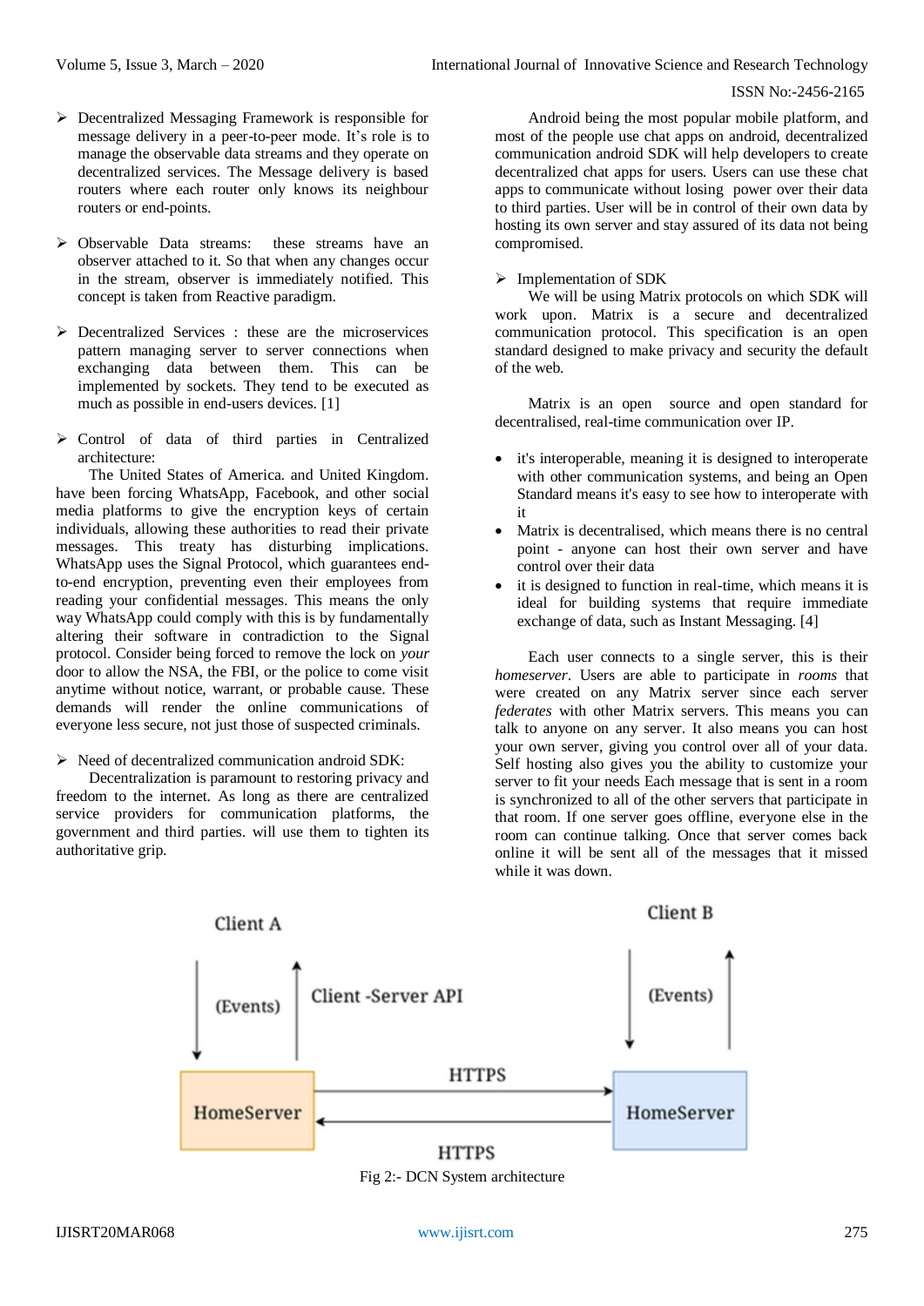- Decentralized Messaging Framework is responsible for message delivery in a peer-to-peer mode. It's role is to manage the observable data streams and they operate on decentralized services. The Message delivery is based routers where each router only knows its neighbour routers or end-points.

- Observable Data streams: these streams have an observer attached to it. So that when any changes occur in the stream, observer is immediately notified. This concept is taken from Reactive paradigm.

- Decentralized Services : these are the microservices pattern managing server to server connections when exchanging data between them. This can be implemented by sockets. They tend to be executed as much as possible in end-users devices. [1]

- Control of data of third parties in Centralized architecture:

The United States of America. and United Kingdom. have been forcing WhatsApp, Facebook, and other social media platforms to give the encryption keys of certain individuals, allowing these authorities to read their private messages. This treaty has disturbing implications. WhatsApp uses the Signal Protocol, which guarantees end-to-end encryption, preventing even their employees from reading your confidential messages. This means the only way WhatsApp could comply with this is by fundamentally altering their software in contradiction to the Signal protocol. Consider being forced to remove the lock on *your* door to allow the NSA, the FBI, or the police to come visit anytime without notice, warrant, or probable cause. These demands will render the online communications of everyone less secure, not just those of suspected criminals.

- Need of decentralized communication android SDK:

Decentralization is paramount to restoring privacy and freedom to the internet. As long as there are centralized service providers for communication platforms, the government and third parties. will use them to tighten its authoritative grip.

Android being the most popular mobile platform, and most of the people use chat apps on android, decentralized communication android SDK will help developers to create decentralized chat apps for users. Users can use these chat apps to communicate without losing power over their data to third parties. User will be in control of their own data by hosting its own server and stay assured of its data not being compromised.

- Implementation of SDK

We will be using Matrix protocols on which SDK will work upon. Matrix is a secure and decentralized communication protocol. This specification is an open standard designed to make privacy and security the default of the web.

Matrix is an open source and open standard for decentralised, real-time communication over IP.

- it's interoperable, meaning it is designed to interoperate with other communication systems, and being an Open Standard means it's easy to see how to interoperate with it
- Matrix is decentralised, which means there is no central point - anyone can host their own server and have control over their data
- it is designed to function in real-time, which means it is ideal for building systems that require immediate exchange of data, such as Instant Messaging. [4]

Each user connects to a single server, this is their *homeserver*. Users are able to participate in *rooms* that were created on any Matrix server since each server *federates* with other Matrix servers. This means you can talk to anyone on any server. It also means you can host your own server, giving you control over all of your data. Self hosting also gives you the ability to customize your server to fit your needs Each message that is sent in a room is synchronized to all of the other servers that participate in that room. If one server goes offline, everyone else in the room can continue talking. Once that server comes back online it will be sent all of the messages that it missed while it was down.

Fig 2:- DCN System architecture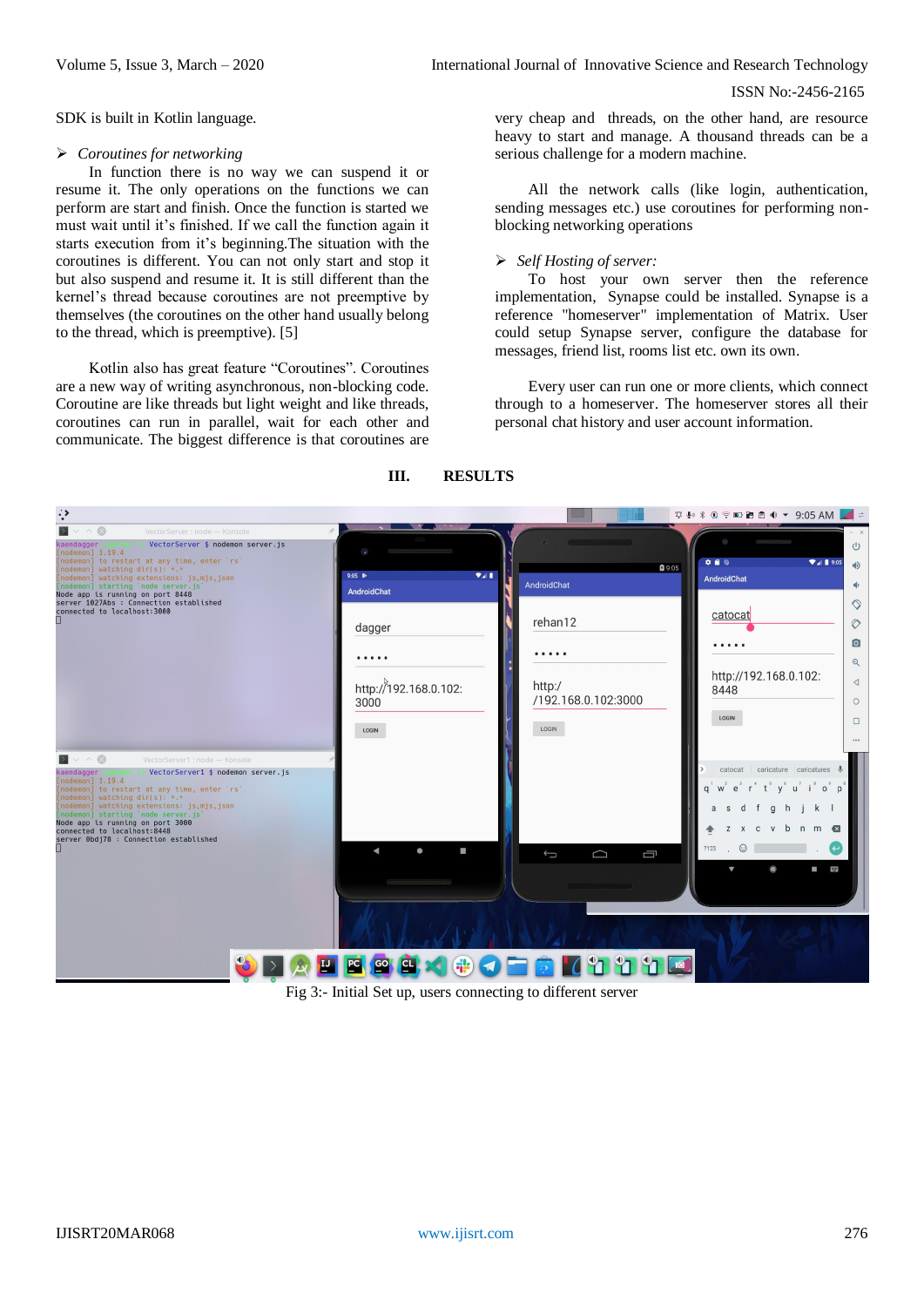SDK is built in Kotlin language.

- *Coroutines for networking*

In function there is no way we can suspend it or resume it. The only operations on the functions we can perform are start and finish. Once the function is started we must wait until it's finished. Once we call the function again it starts execution from it's beginning.The situation with the coroutines is different. You can not only start and stop it but also suspend and resume it. It is still different than the kernel's thread because coroutines are not preemptive by themselves (the coroutines on the other hand usually belong to the thread, which is preemptive). [5]

Kotlin also has great feature "Coroutines". Coroutines are a new way of writing asynchronous, non-blocking code. Coroutine are like threads but light weight and like threads, coroutines can run in parallel, wait for each other and communicate. The biggest difference is that coroutines are very cheap and threads, on the other hand, are resource heavy to start and manage. A thousand threads can be a serious challenge for a modern machine.

All the network calls (like login, authentication, sending messages etc.) use coroutines for performing non-blocking networking operations

- *Self Hosting of server:*

To host your own server then the reference implementation, Synapse could be installed. Synapse is a reference "homeserver" implementation of Matrix. User could setup Synapse server, configure the database for messages, friend list, rooms list etc. own its own.

Every user can run one or more clients, which connect through to a homeserver. The homeserver stores all their personal chat history and user account information.

## III. RESULTS

Fig 3:- Initial Set up, users connecting to different server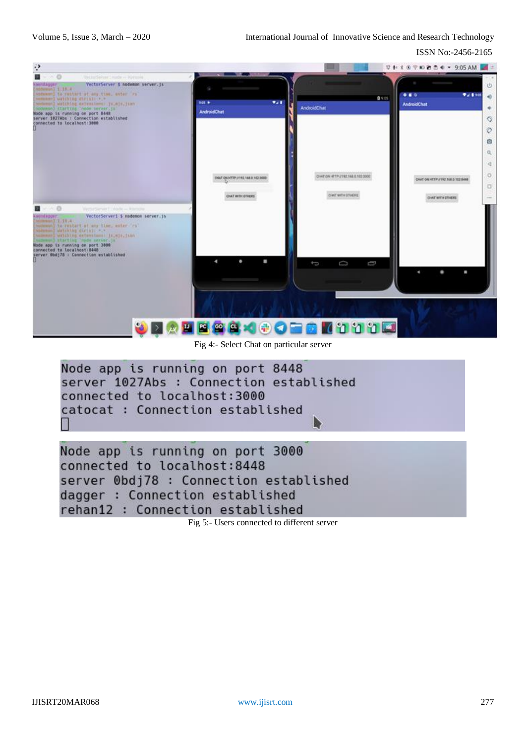Fig 4:- Select Chat on particular server

```
Node app is running on port 8448
server 1027Abs : Connection established
connected to localhost:3000
catocat : Connection established
```

```
Node app is running on port 3000
connected to localhost:8448
server 0bdj78 : Connection established
dagger : Connection established
rehan12 : Connection established
```

Fig 5:- Users connected to different server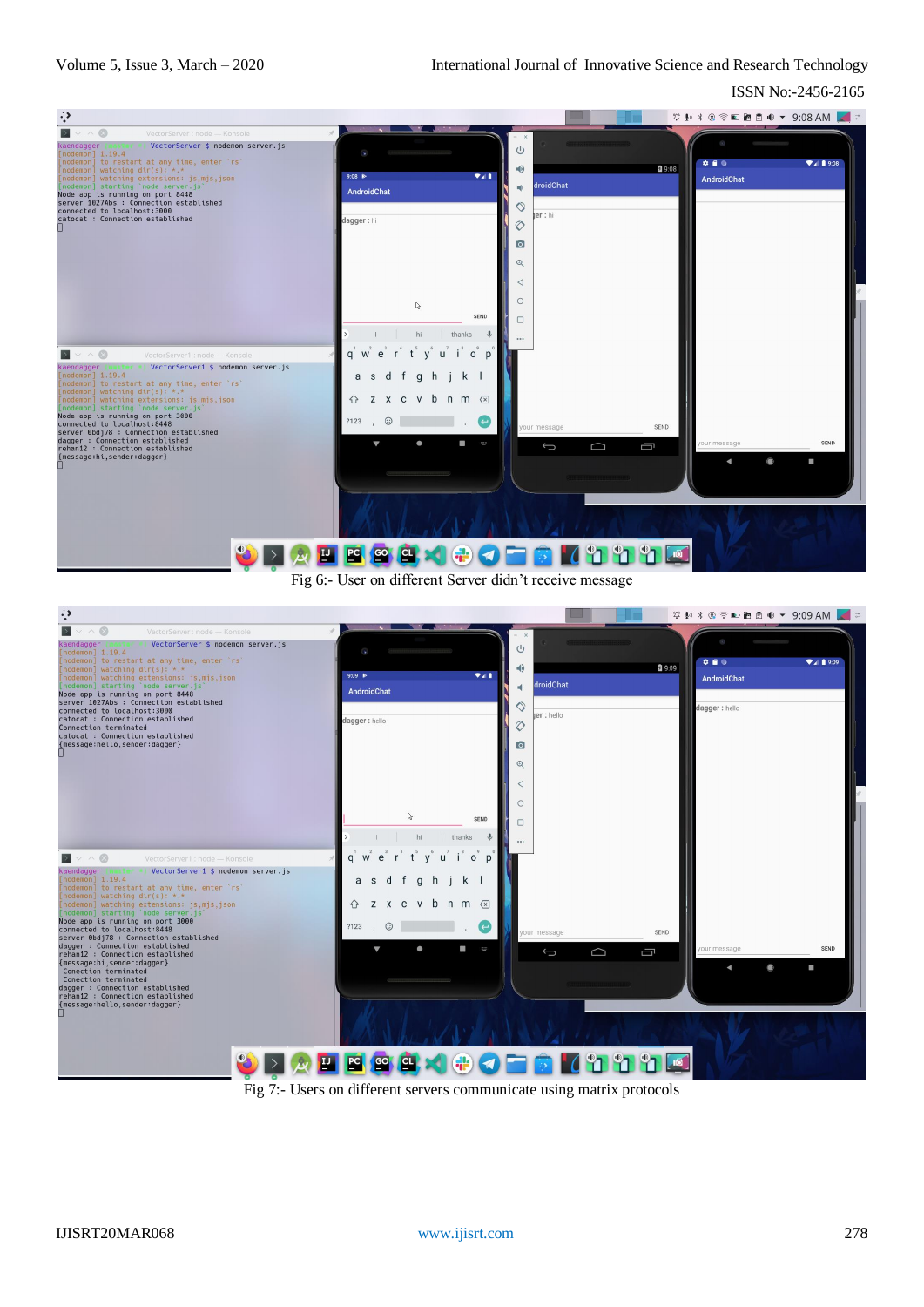Fig 6:- User on different Server didn't receive message

Fig 7:- Users on different servers communicate using matrix protocols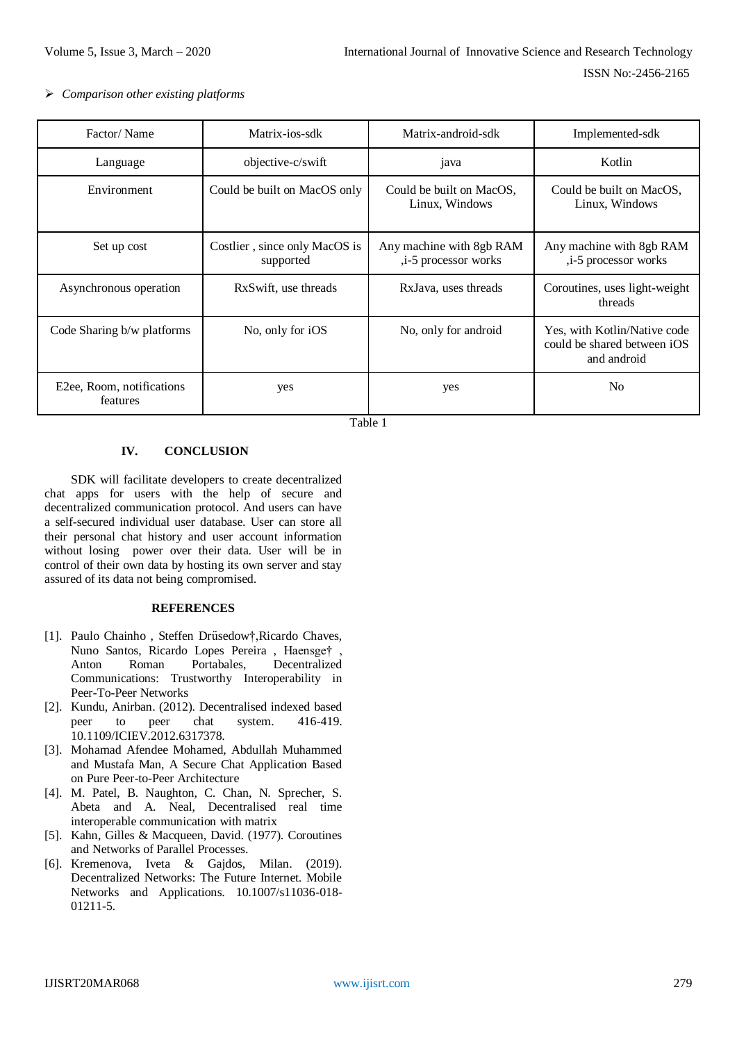➢ *Comparison other existing platforms*

| Factor/ Name | Matrix-ios-sdk | Matrix-android-sdk | Implemented-sdk |
|---|---|---|---|
| Language | objective-c/swift | java | Kotlin |
| Environment | Could be built on MacOS only | Could be built on MacOS, Linux, Windows | Could be built on MacOS, Linux, Windows |
| Set up cost | Costlier , since only MacOS is supported | Any machine with 8gb RAM ,i-5 processor works | Any machine with 8gb RAM ,i-5 processor works |
| Asynchronous operation | RxSwift, use threads | RxJava, uses threads | Coroutines, uses light-weight threads |
| Code Sharing b/w platforms | No, only for iOS | No, only for android | Yes, with Kotlin/Native code could be shared between iOS and android |
| E2ee, Room, notifications features | yes | yes | No |

Table 1

## IV. CONCLUSION

SDK will facilitate developers to create decentralized chat apps for users with the help of secure and decentralized communication protocol. And users can have a self-secured individual user database. User can store all their personal chat history and user account information without losing power over their data. User will be in control of their own data by hosting its own server and stay assured of its data not being compromised.

## REFERENCES

[1]. Paulo Chainho , Steffen Drüsedow†,Ricardo Chaves, Nuno Santos, Ricardo Lopes Pereira , Haensge† , Anton Roman Portabales, Decentralized Communications: Trustworthy Interoperability in Peer-To-Peer Networks

[2]. Kundu, Anirban. (2012). Decentralised indexed based peer to peer chat system. 416-419. 10.1109/ICIEV.2012.6317378.

[3]. Mohamad Afendee Mohamed, Abdullah Muhammed and Mustafa Man, A Secure Chat Application Based on Pure Peer-to-Peer Architecture

[4]. M. Patel, B. Naughton, C. Chan, N. Sprecher, S. Abeta and A. Neal, Decentralised real time interoperable communication with matrix

[5]. Kahn, Gilles & Macqueen, David. (1977). Coroutines and Networks of Parallel Processes.

[6]. Kremenova, Iveta & Gajdos, Milan. (2019). Decentralized Networks: The Future Internet. Mobile Networks and Applications. 10.1007/s11036-018-01211-5.